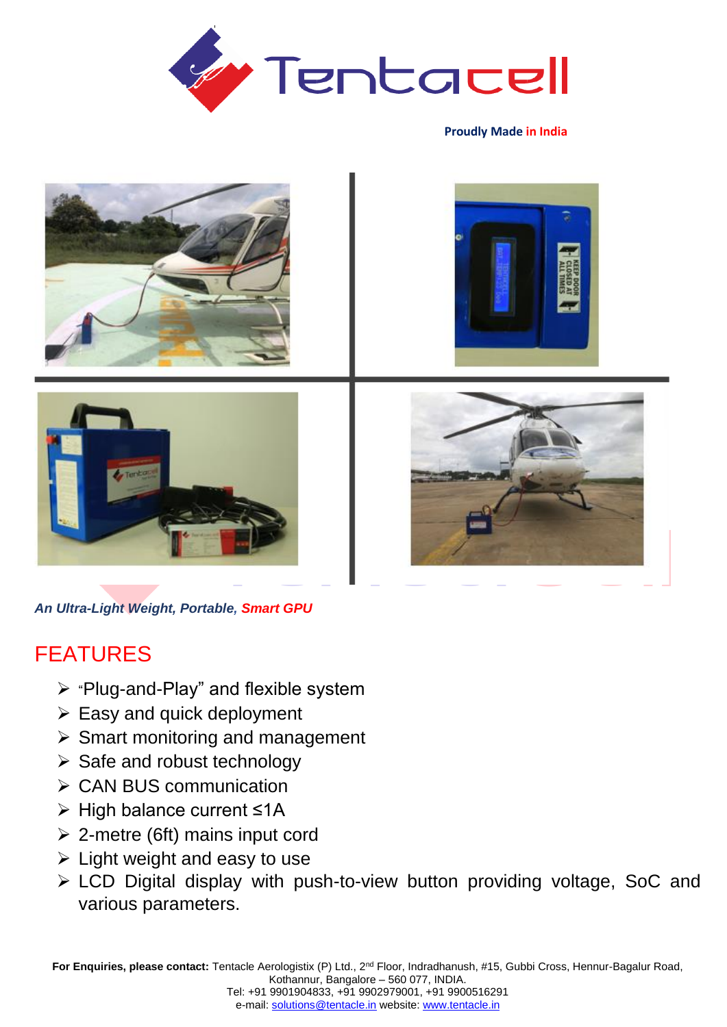# Tentacell

**Proudly Made in India**

***An Ultra-Light Weight, Portable, Smart GPU***

## FEATURES

- "Plug-and-Play" and flexible system
- Easy and quick deployment
- Smart monitoring and management
- Safe and robust technology
- CAN BUS communication
- High balance current ≤1A
- 2-metre (6ft) mains input cord
- Light weight and easy to use
- LCD Digital display with push-to-view button providing voltage, SoC and various parameters.

**For Enquiries, please contact:** Tentacle Aerologistix (P) Ltd., 2nd Floor, Indradhanush, #15, Gubbi Cross, Hennur-Bagalur Road, Kothannur, Bangalore – 560 077, INDIA.
Tel: +91 9901904833, +91 9902979001, +91 9900516291
e-mail: solutions@tentacle.in website: www.tentacle.in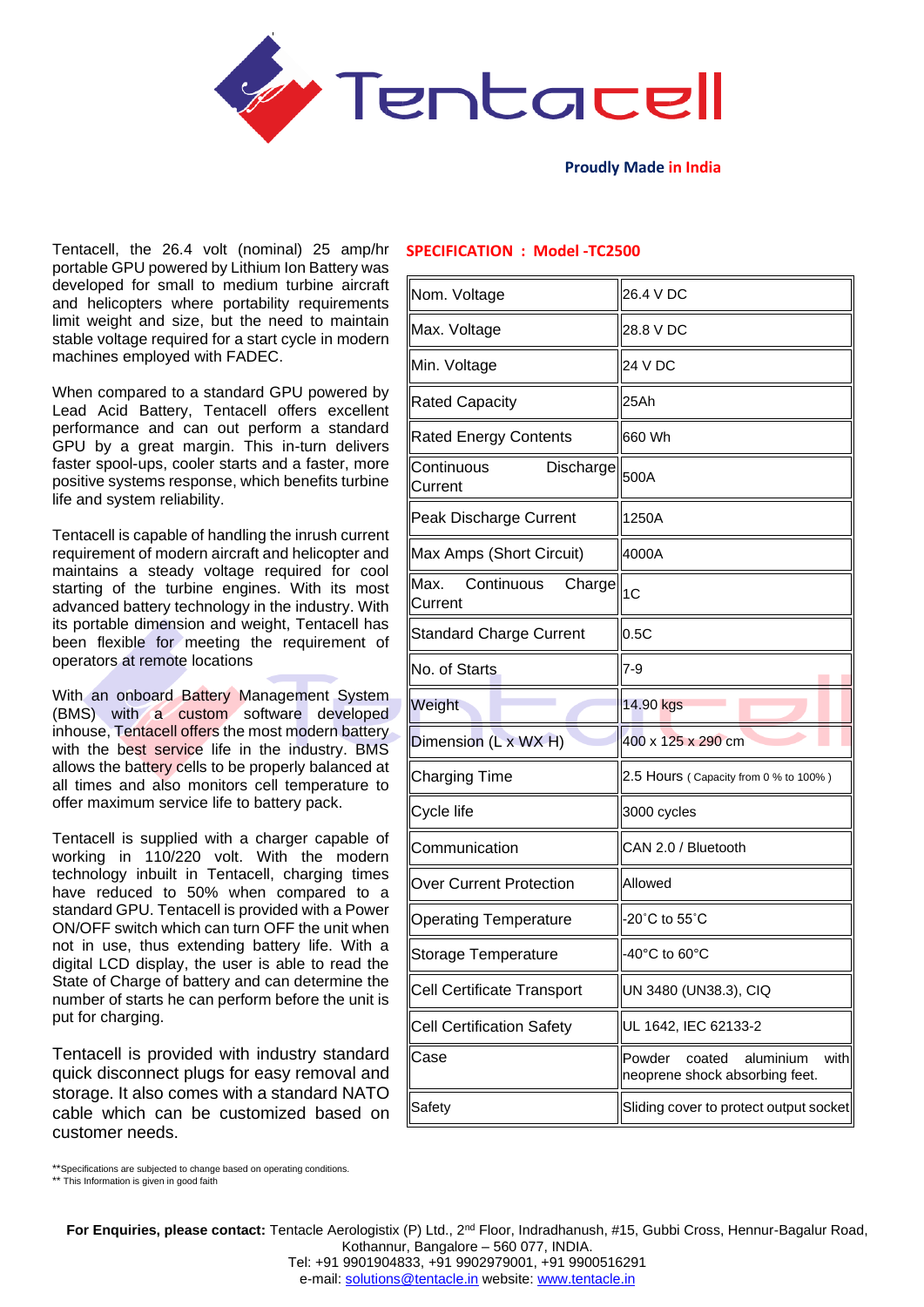# Tentacell

**Proudly Made in India**

Tentacell, the 26.4 volt (nominal) 25 amp/hr portable GPU powered by Lithium Ion Battery was developed for small to medium turbine aircraft and helicopters where portability requirements limit weight and size, but the need to maintain stable voltage required for a start cycle in modern machines employed with FADEC.

When compared to a standard GPU powered by Lead Acid Battery, Tentacell offers excellent performance and can out perform a standard GPU by a great margin. This in-turn delivers faster spool-ups, cooler starts and a faster, more positive systems response, which benefits turbine life and system reliability.

Tentacell is capable of handling the inrush current requirement of modern aircraft and helicopter and maintains a steady voltage required for cool starting of the turbine engines. With its most advanced battery technology in the industry. With its portable dimension and weight, Tentacell has been flexible for meeting the requirement of operators at remote locations

With an onboard Battery Management System (BMS) with a custom software developed inhouse, Tentacell offers the most modern battery with the best service life in the industry. BMS allows the battery cells to be properly balanced at all times and also monitors cell temperature to offer maximum service life to battery pack.

Tentacell is supplied with a charger capable of working in 110/220 volt. With the modern technology inbuilt in Tentacell, charging times have reduced to 50% when compared to a standard GPU. Tentacell is provided with a Power ON/OFF switch which can turn OFF the unit when not in use, thus extending battery life. With a digital LCD display, the user is able to read the State of Charge of battery and can determine the number of starts he can perform before the unit is put for charging.

Tentacell is provided with industry standard quick disconnect plugs for easy removal and storage. It also comes with a standard NATO cable which can be customized based on customer needs.

## SPECIFICATION : Model -TC2500

| | |
|---|---|
| Nom. Voltage | 26.4 V DC |
| Max. Voltage | 28.8 V DC |
| Min. Voltage | 24 V DC |
| Rated Capacity | 25Ah |
| Rated Energy Contents | 660 Wh |
| Continuous Discharge Current | 500A |
| Peak Discharge Current | 1250A |
| Max Amps (Short Circuit) | 4000A |
| Max. Continuous Charge Current | 1C |
| Standard Charge Current | 0.5C |
| No. of Starts | 7-9 |
| Weight | 14.90 kgs |
| Dimension (L x WX H) | 400 x 125 x 290 cm |
| Charging Time | 2.5 Hours ( Capacity from 0 % to 100% ) |
| Cycle life | 3000 cycles |
| Communication | CAN 2.0 / Bluetooth |
| Over Current Protection | Allowed |
| Operating Temperature | -20˚C to 55˚C |
| Storage Temperature | -40°C to 60°C |
| Cell Certificate Transport | UN 3480 (UN38.3), CIQ |
| Cell Certification Safety | UL 1642, IEC 62133-2 |
| Case | Powder coated aluminium with neoprene shock absorbing feet. |
| Safety | Sliding cover to protect output socket |

**Specifications are subjected to change based on operating conditions.
** This Information is given in good faith

**For Enquiries, please contact:** Tentacle Aerologistix (P) Ltd., 2nd Floor, Indradhanush, #15, Gubbi Cross, Hennur-Bagalur Road, Kothannur, Bangalore – 560 077, INDIA.
Tel: +91 9901904833, +91 9902979001, +91 9900516291
e-mail: solutions@tentacle.in website: www.tentacle.in